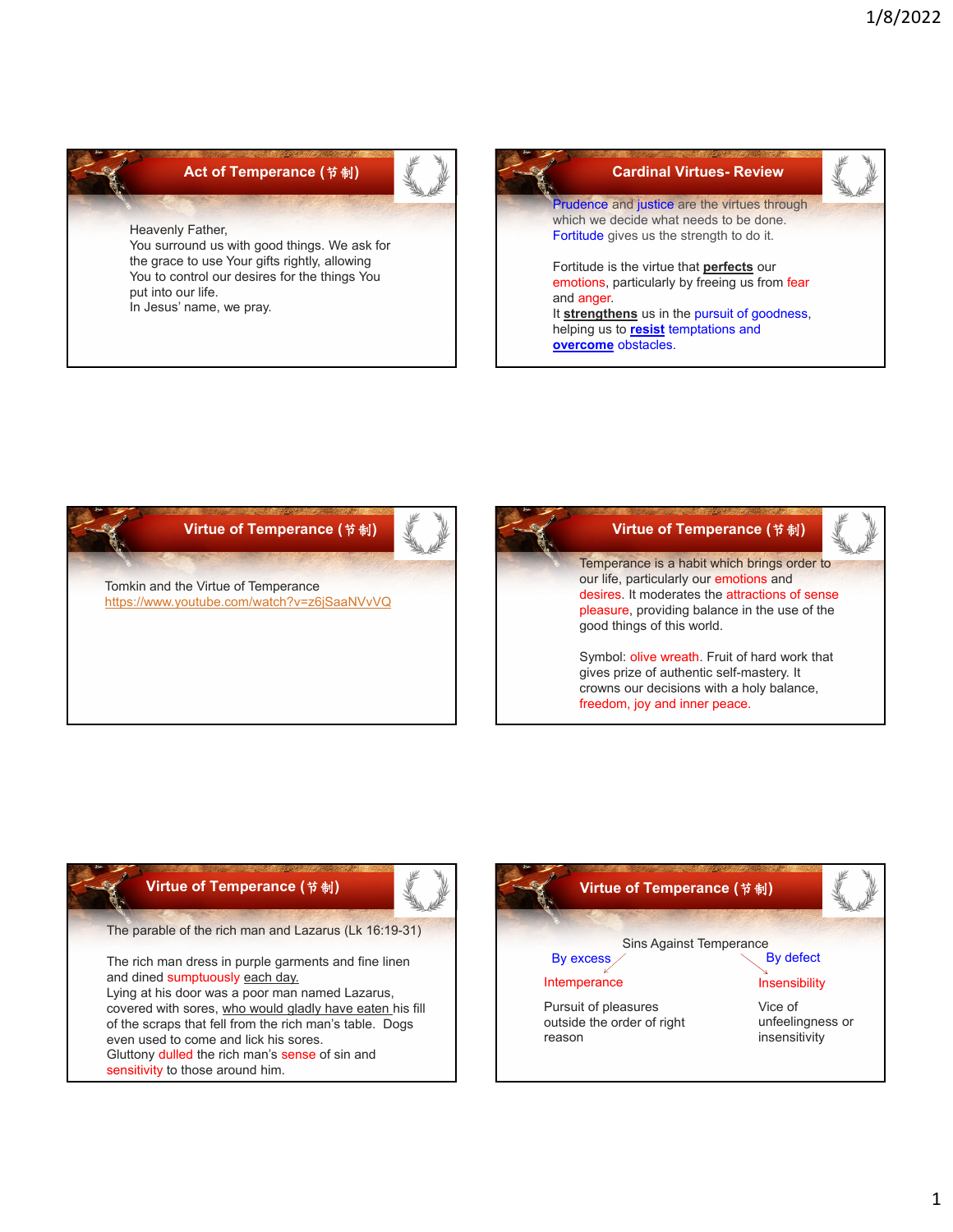## Act of Temperance (节制)

Heavenly Father,
You surround us with good things. We ask for the grace to use Your gifts rightly, allowing You to control our desires for the things You put into our life.
In Jesus' name, we pray.

## Cardinal Virtues- Review

Prudence and justice are the virtues through which we decide what needs to be done. Fortitude gives us the strength to do it.

Fortitude is the virtue that **perfects** our emotions, particularly by freeing us from fear and anger.
It **strengthens** us in the pursuit of goodness, helping us to **resist** temptations and **overcome** obstacles.

## Virtue of Temperance (节制)

Tomkin and the Virtue of Temperance
https://www.youtube.com/watch?v=z6jSaaNVvVQ

## Virtue of Temperance (节制)

Temperance is a habit which brings order to our life, particularly our emotions and desires. It moderates the attractions of sense pleasure, providing balance in the use of the good things of this world.

Symbol: olive wreath. Fruit of hard work that gives prize of authentic self-mastery. It crowns our decisions with a holy balance, freedom, joy and inner peace.

## Virtue of Temperance (节制)

The parable of the rich man and Lazarus (Lk 16:19-31)

The rich man dress in purple garments and fine linen and dined sumptuously each day.
Lying at his door was a poor man named Lazarus, covered with sores, who would gladly have eaten his fill of the scraps that fell from the rich man's table. Dogs even used to come and lick his sores.
Gluttony dulled the rich man's sense of sin and sensitivity to those around him.

## Virtue of Temperance (节制)

Sins Against Temperance

By excess

Intemperance

Pursuit of pleasures outside the order of right reason

By defect

Insensibility

Vice of unfeelingness or insensitivity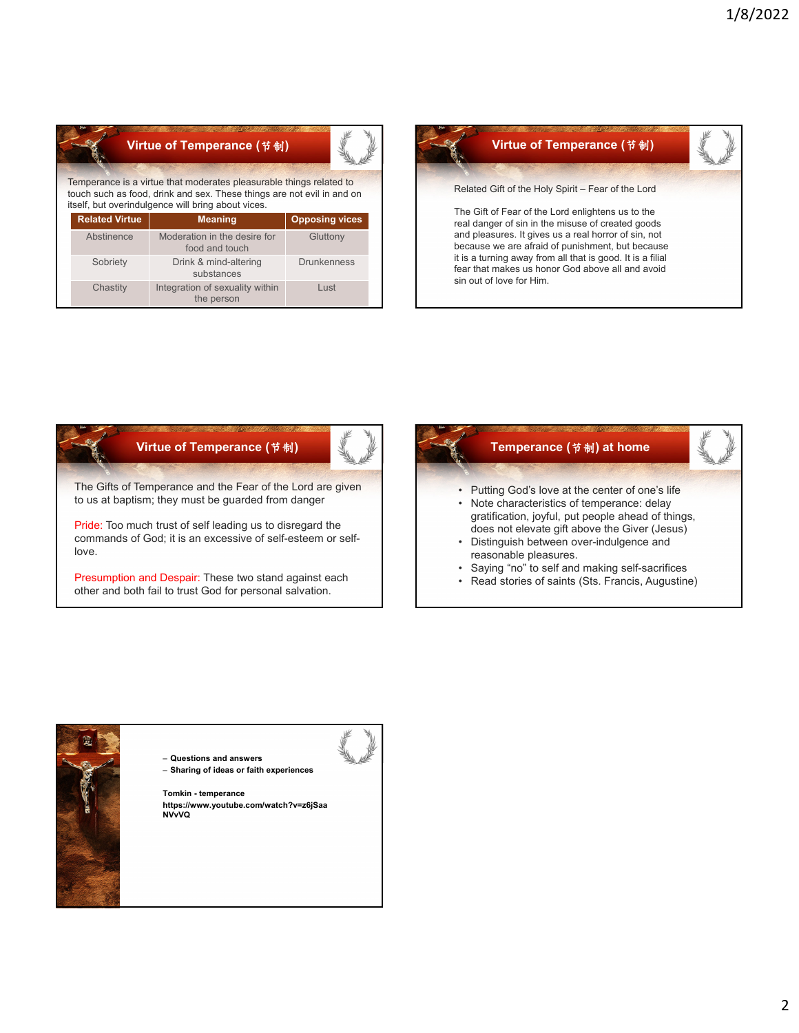## Virtue of Temperance (节制)

Temperance is a virtue that moderates pleasurable things related to touch such as food, drink and sex. These things are not evil in and on itself, but overindulgence will bring about vices.

| Related Virtue | Meaning | Opposing vices |
|---|---|---|
| Abstinence | Moderation in the desire for food and touch | Gluttony |
| Sobriety | Drink & mind-altering substances | Drunkenness |
| Chastity | Integration of sexuality within the person | Lust |

## Virtue of Temperance (节制)

Related Gift of the Holy Spirit – Fear of the Lord

The Gift of Fear of the Lord enlightens us to the real danger of sin in the misuse of created goods and pleasures. It gives us a real horror of sin, not because we are afraid of punishment, but because it is a turning away from all that is good. It is a filial fear that makes us honor God above all and avoid sin out of love for Him.

## Virtue of Temperance (节制)

The Gifts of Temperance and the Fear of the Lord are given to us at baptism; they must be guarded from danger

Pride: Too much trust of self leading us to disregard the commands of God; it is an excessive of self-esteem or self-love.

Presumption and Despair: These two stand against each other and both fail to trust God for personal salvation.

## Temperance (节制) at home

- Putting God's love at the center of one's life
- Note characteristics of temperance: delay gratification, joyful, put people ahead of things, does not elevate gift above the Giver (Jesus)
- Distinguish between over-indulgence and reasonable pleasures.
- Saying "no" to self and making self-sacrifices
- Read stories of saints (Sts. Francis, Augustine)

---

- **Questions and answers**
- **Sharing of ideas or faith experiences**

**Tomkin - temperance**
**https://www.youtube.com/watch?v=z6jSaaNVvVQ**